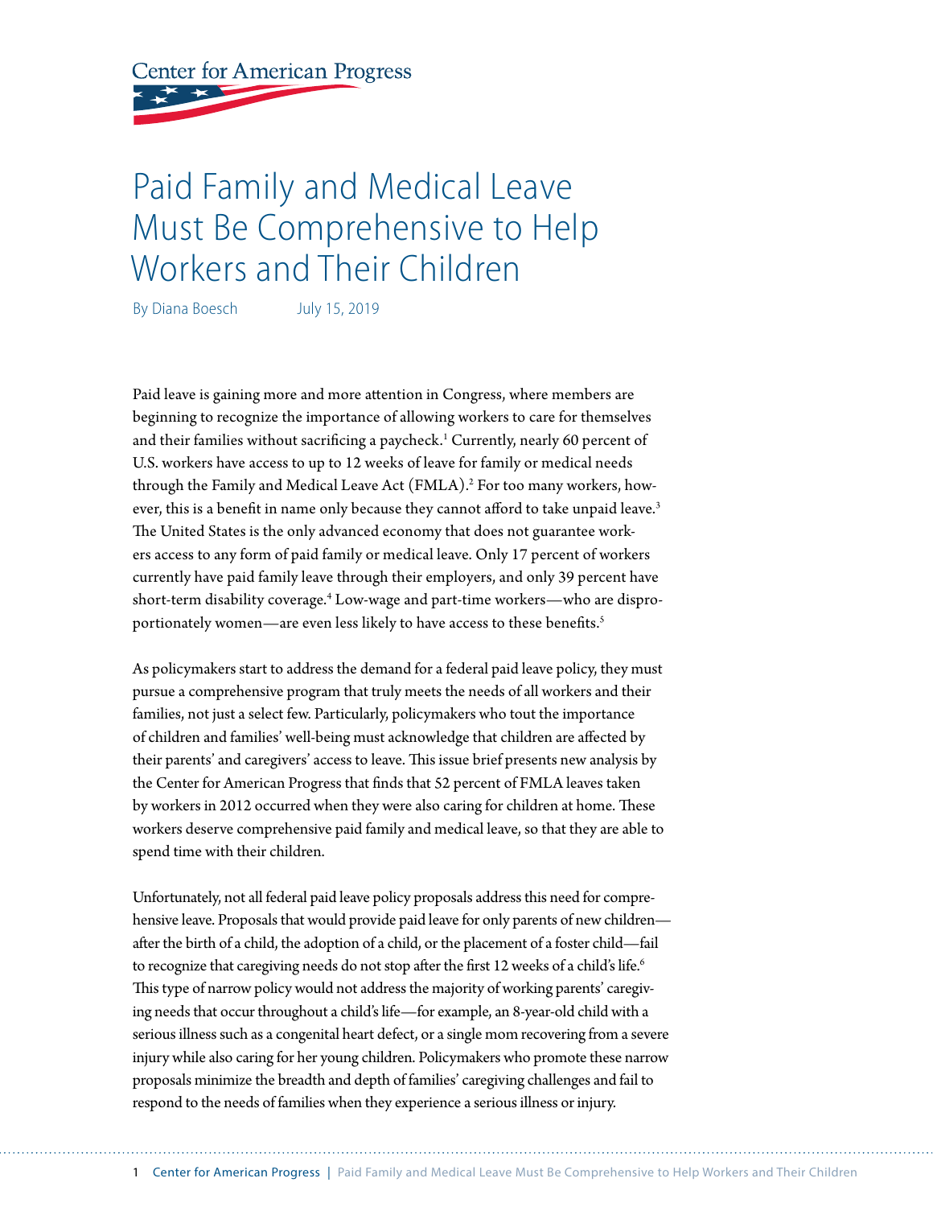Center for American Progress

# Paid Family and Medical Leave Must Be Comprehensive to Help Workers and Their Children

By Diana Boesch    July 15, 2019

Paid leave is gaining more and more attention in Congress, where members are beginning to recognize the importance of allowing workers to care for themselves and their families without sacrificing a paycheck.[1] Currently, nearly 60 percent of U.S. workers have access to up to 12 weeks of leave for family or medical needs through the Family and Medical Leave Act (FMLA).[2] For too many workers, however, this is a benefit in name only because they cannot afford to take unpaid leave.[3] The United States is the only advanced economy that does not guarantee workers access to any form of paid family or medical leave. Only 17 percent of workers currently have paid family leave through their employers, and only 39 percent have short-term disability coverage.[4] Low-wage and part-time workers—who are disproportionately women—are even less likely to have access to these benefits.[5]

As policymakers start to address the demand for a federal paid leave policy, they must pursue a comprehensive program that truly meets the needs of all workers and their families, not just a select few. Particularly, policymakers who tout the importance of children and families' well-being must acknowledge that children are affected by their parents' and caregivers' access to leave. This issue brief presents new analysis by the Center for American Progress that finds that 52 percent of FMLA leaves taken by workers in 2012 occurred when they were also caring for children at home. These workers deserve comprehensive paid family and medical leave, so that they are able to spend time with their children.

Unfortunately, not all federal paid leave policy proposals address this need for comprehensive leave. Proposals that would provide paid leave for only parents of new children—after the birth of a child, the adoption of a child, or the placement of a foster child—fail to recognize that caregiving needs do not stop after the first 12 weeks of a child's life.[6] This type of narrow policy would not address the majority of working parents' caregiving needs that occur throughout a child's life—for example, an 8-year-old child with a serious illness such as a congenital heart defect, or a single mom recovering from a severe injury while also caring for her young children. Policymakers who promote these narrow proposals minimize the breadth and depth of families' caregiving challenges and fail to respond to the needs of families when they experience a serious illness or injury.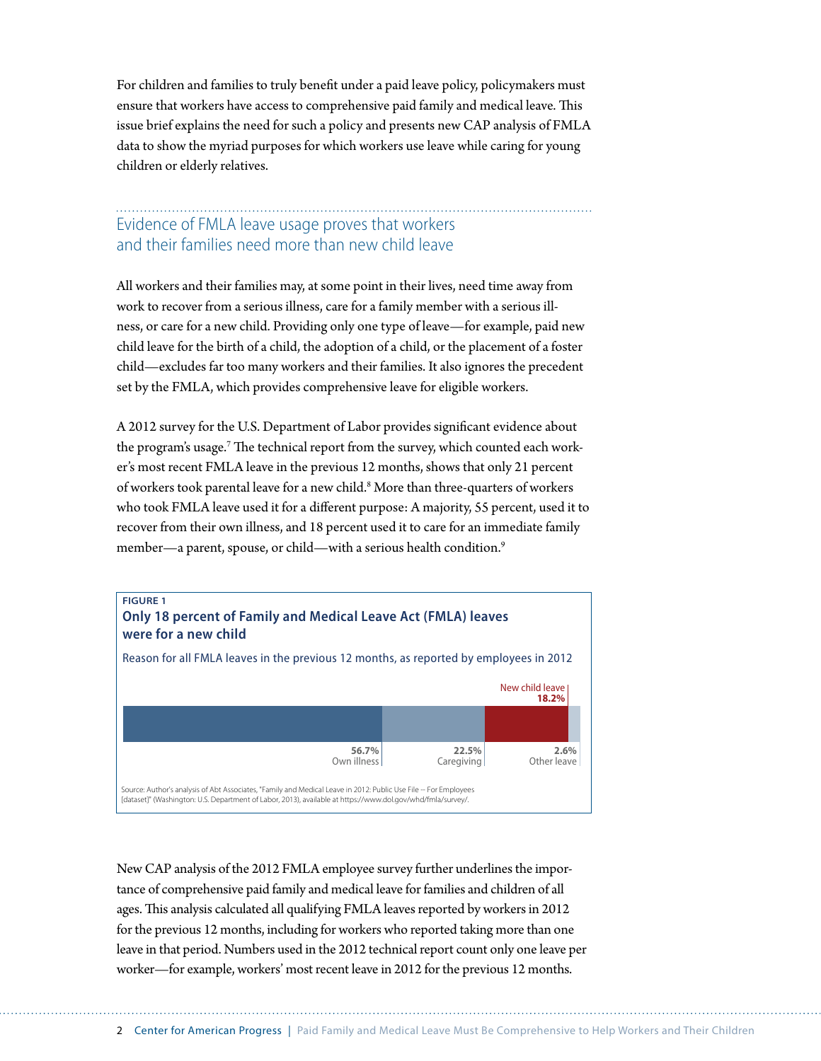For children and families to truly benefit under a paid leave policy, policymakers must ensure that workers have access to comprehensive paid family and medical leave. This issue brief explains the need for such a policy and presents new CAP analysis of FMLA data to show the myriad purposes for which workers use leave while caring for young children or elderly relatives.

## Evidence of FMLA leave usage proves that workers and their families need more than new child leave

All workers and their families may, at some point in their lives, need time away from work to recover from a serious illness, care for a family member with a serious illness, or care for a new child. Providing only one type of leave—for example, paid new child leave for the birth of a child, the adoption of a child, or the placement of a foster child—excludes far too many workers and their families. It also ignores the precedent set by the FMLA, which provides comprehensive leave for eligible workers.

A 2012 survey for the U.S. Department of Labor provides significant evidence about the program's usage.[7] The technical report from the survey, which counted each worker's most recent FMLA leave in the previous 12 months, shows that only 21 percent of workers took parental leave for a new child.[8] More than three-quarters of workers who took FMLA leave used it for a different purpose: A majority, 55 percent, used it to recover from their own illness, and 18 percent used it to care for an immediate family member—a parent, spouse, or child—with a serious health condition.[9]

**FIGURE 1**

**Only 18 percent of Family and Medical Leave Act (FMLA) leaves were for a new child**

Reason for all FMLA leaves in the previous 12 months, as reported by employees in 2012

| Reason | Share |
|---|---|
| Own illness | 56.7% |
| Caregiving | 22.5% |
| New child leave | 18.2% |
| Other leave | 2.6% |

Source: Author's analysis of Abt Associates, "Family and Medical Leave in 2012: Public Use File – For Employees [dataset]" (Washington: U.S. Department of Labor, 2013), available at https://www.dol.gov/whd/fmla/survey/.

New CAP analysis of the 2012 FMLA employee survey further underlines the importance of comprehensive paid family and medical leave for families and children of all ages. This analysis calculated all qualifying FMLA leaves reported by workers in 2012 for the previous 12 months, including for workers who reported taking more than one leave in that period. Numbers used in the 2012 technical report count only one leave per worker—for example, workers' most recent leave in 2012 for the previous 12 months.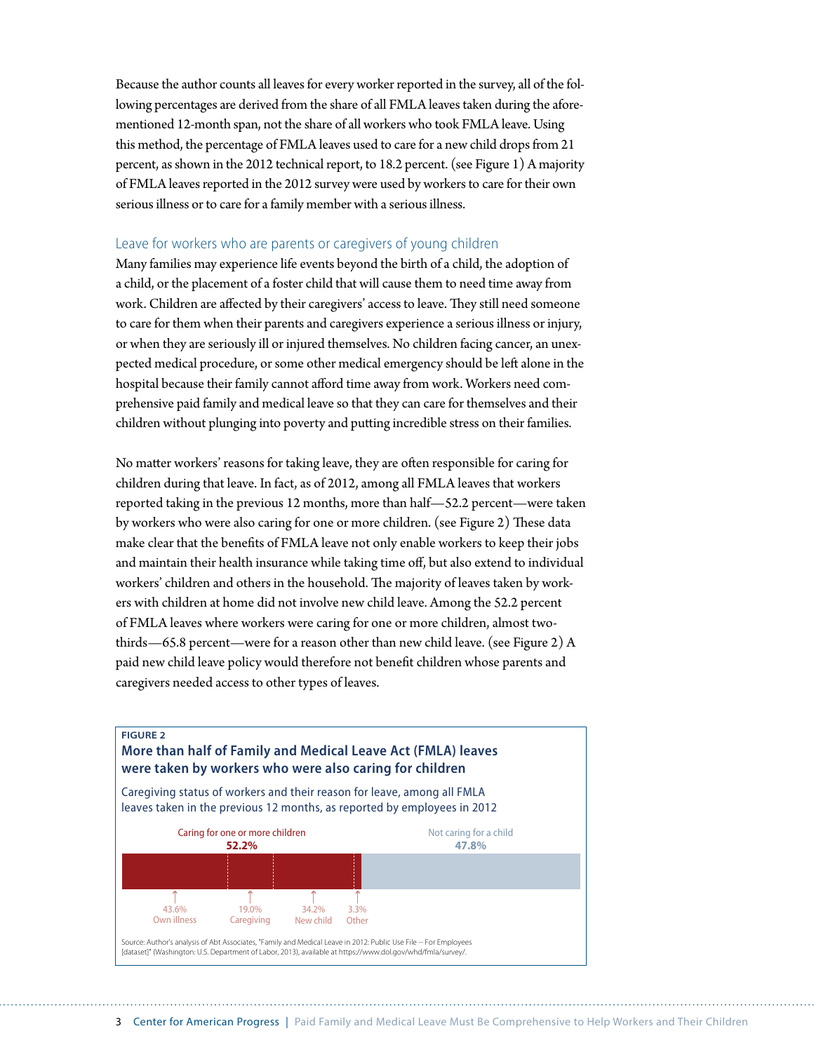Because the author counts all leaves for every worker reported in the survey, all of the following percentages are derived from the share of all FMLA leaves taken during the aforementioned 12-month span, not the share of all workers who took FMLA leave. Using this method, the percentage of FMLA leaves used to care for a new child drops from 21 percent, as shown in the 2012 technical report, to 18.2 percent. (see Figure 1) A majority of FMLA leaves reported in the 2012 survey were used by workers to care for their own serious illness or to care for a family member with a serious illness.

## Leave for workers who are parents or caregivers of young children

Many families may experience life events beyond the birth of a child, the adoption of a child, or the placement of a foster child that will cause them to need time away from work. Children are affected by their caregivers' access to leave. They still need someone to care for them when their parents and caregivers experience a serious illness or injury, or when they are seriously ill or injured themselves. No children facing cancer, an unexpected medical procedure, or some other medical emergency should be left alone in the hospital because their family cannot afford time away from work. Workers need comprehensive paid family and medical leave so that they can care for themselves and their children without plunging into poverty and putting incredible stress on their families.

No matter workers' reasons for taking leave, they are often responsible for caring for children during that leave. In fact, as of 2012, among all FMLA leaves that workers reported taking in the previous 12 months, more than half—52.2 percent—were taken by workers who were also caring for one or more children. (see Figure 2) These data make clear that the benefits of FMLA leave not only enable workers to keep their jobs and maintain their health insurance while taking time off, but also extend to individual workers' children and others in the household. The majority of leaves taken by workers with children at home did not involve new child leave. Among the 52.2 percent of FMLA leaves where workers were caring for one or more children, almost two-thirds—65.8 percent—were for a reason other than new child leave. (see Figure 2) A paid new child leave policy would therefore not benefit children whose parents and caregivers needed access to other types of leaves.

**FIGURE 2**

**More than half of Family and Medical Leave Act (FMLA) leaves were taken by workers who were also caring for children**

Caregiving status of workers and their reason for leave, among all FMLA leaves taken in the previous 12 months, as reported by employees in 2012

| Caring for one or more children: 52.2% | | | | Not caring for a child: 47.8% |
|---|---|---|---|---|
| Own illness | Caregiving | New child | Other | |
| 43.6% | 19.0% | 34.2% | 3.3% | |

Source: Author's analysis of Abt Associates, "Family and Medical Leave in 2012: Public Use File -- For Employees [dataset]" (Washington: U.S. Department of Labor, 2013), available at https://www.dol.gov/whd/fmla/survey/.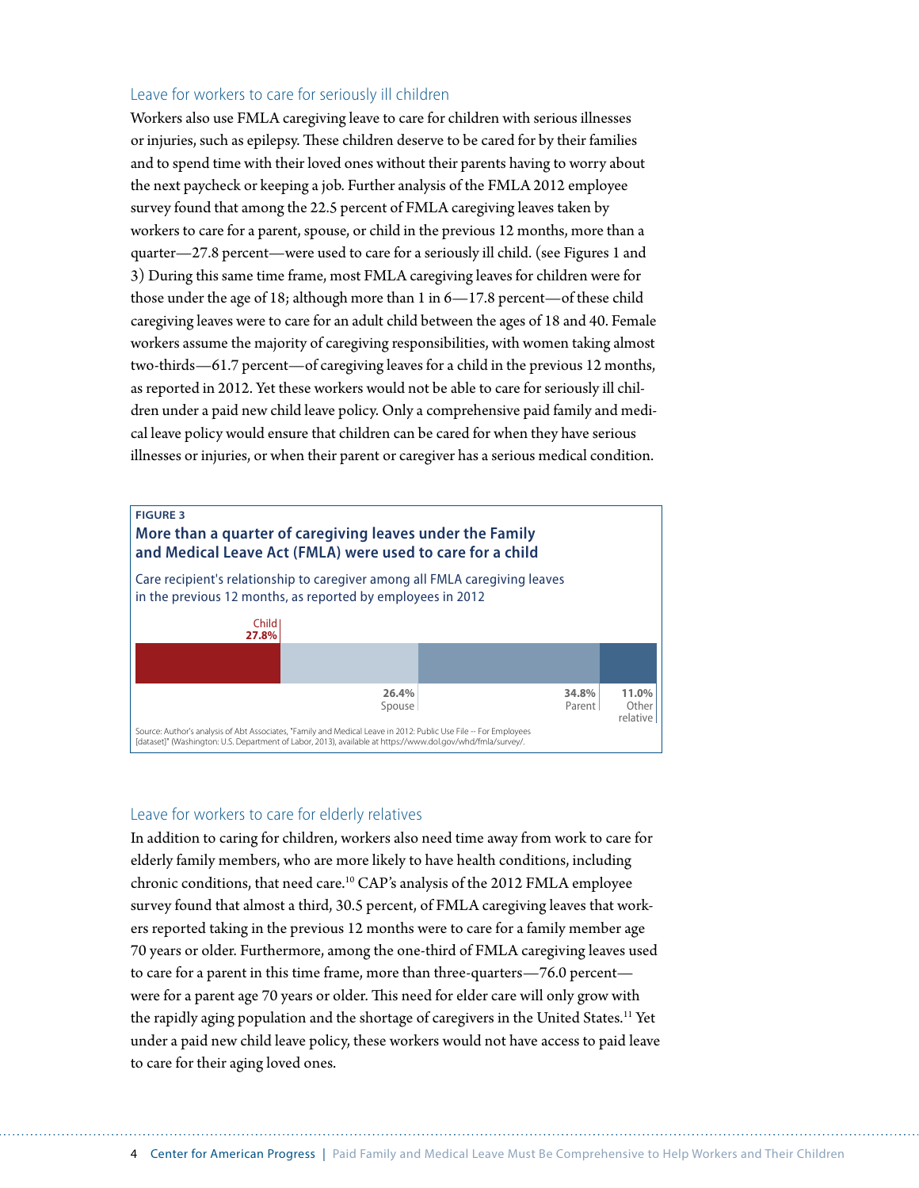### Leave for workers to care for seriously ill children

Workers also use FMLA caregiving leave to care for children with serious illnesses or injuries, such as epilepsy. These children deserve to be cared for by their families and to spend time with their loved ones without their parents having to worry about the next paycheck or keeping a job. Further analysis of the FMLA 2012 employee survey found that among the 22.5 percent of FMLA caregiving leaves taken by workers to care for a parent, spouse, or child in the previous 12 months, more than a quarter—27.8 percent—were used to care for a seriously ill child. (see Figures 1 and 3) During this same time frame, most FMLA caregiving leaves for children were for those under the age of 18; although more than 1 in 6—17.8 percent—of these child caregiving leaves were to care for an adult child between the ages of 18 and 40. Female workers assume the majority of caregiving responsibilities, with women taking almost two-thirds—61.7 percent—of caregiving leaves for a child in the previous 12 months, as reported in 2012. Yet these workers would not be able to care for seriously ill children under a paid new child leave policy. Only a comprehensive paid family and medical leave policy would ensure that children can be cared for when they have serious illnesses or injuries, or when their parent or caregiver has a serious medical condition.

**FIGURE 3**

**More than a quarter of caregiving leaves under the Family and Medical Leave Act (FMLA) were used to care for a child**

Care recipient's relationship to caregiver among all FMLA caregiving leaves in the previous 12 months, as reported by employees in 2012

| Child | Spouse | Parent | Other relative |
|---|---|---|---|
| 27.8% | 26.4% | 34.8% | 11.0% |

Source: Author's analysis of Abt Associates, "Family and Medical Leave in 2012: Public Use File – For Employees [dataset]" (Washington: U.S. Department of Labor, 2013), available at https://www.dol.gov/whd/fmla/survey/.

### Leave for workers to care for elderly relatives

In addition to caring for children, workers also need time away from work to care for elderly family members, who are more likely to have health conditions, including chronic conditions, that need care.[10] CAP's analysis of the 2012 FMLA employee survey found that almost a third, 30.5 percent, of FMLA caregiving leaves that workers reported taking in the previous 12 months were to care for a family member age 70 years or older. Furthermore, among the one-third of FMLA caregiving leaves used to care for a parent in this time frame, more than three-quarters—76.0 percent—were for a parent age 70 years or older. This need for elder care will only grow with the rapidly aging population and the shortage of caregivers in the United States.[11] Yet under a paid new child leave policy, these workers would not have access to paid leave to care for their aging loved ones.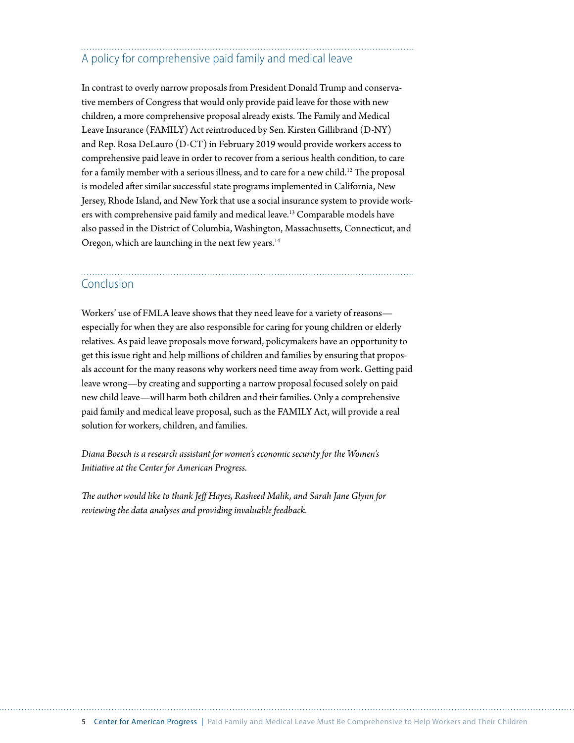## A policy for comprehensive paid family and medical leave

In contrast to overly narrow proposals from President Donald Trump and conservative members of Congress that would only provide paid leave for those with new children, a more comprehensive proposal already exists. The Family and Medical Leave Insurance (FAMILY) Act reintroduced by Sen. Kirsten Gillibrand (D-NY) and Rep. Rosa DeLauro (D-CT) in February 2019 would provide workers access to comprehensive paid leave in order to recover from a serious health condition, to care for a family member with a serious illness, and to care for a new child.[12] The proposal is modeled after similar successful state programs implemented in California, New Jersey, Rhode Island, and New York that use a social insurance system to provide workers with comprehensive paid family and medical leave.[13] Comparable models have also passed in the District of Columbia, Washington, Massachusetts, Connecticut, and Oregon, which are launching in the next few years.[14]

## Conclusion

Workers' use of FMLA leave shows that they need leave for a variety of reasons—especially for when they are also responsible for caring for young children or elderly relatives. As paid leave proposals move forward, policymakers have an opportunity to get this issue right and help millions of children and families by ensuring that proposals account for the many reasons why workers need time away from work. Getting paid leave wrong—by creating and supporting a narrow proposal focused solely on paid new child leave—will harm both children and their families. Only a comprehensive paid family and medical leave proposal, such as the FAMILY Act, will provide a real solution for workers, children, and families.

*Diana Boesch is a research assistant for women's economic security for the Women's Initiative at the Center for American Progress.*

*The author would like to thank Jeff Hayes, Rasheed Malik, and Sarah Jane Glynn for reviewing the data analyses and providing invaluable feedback.*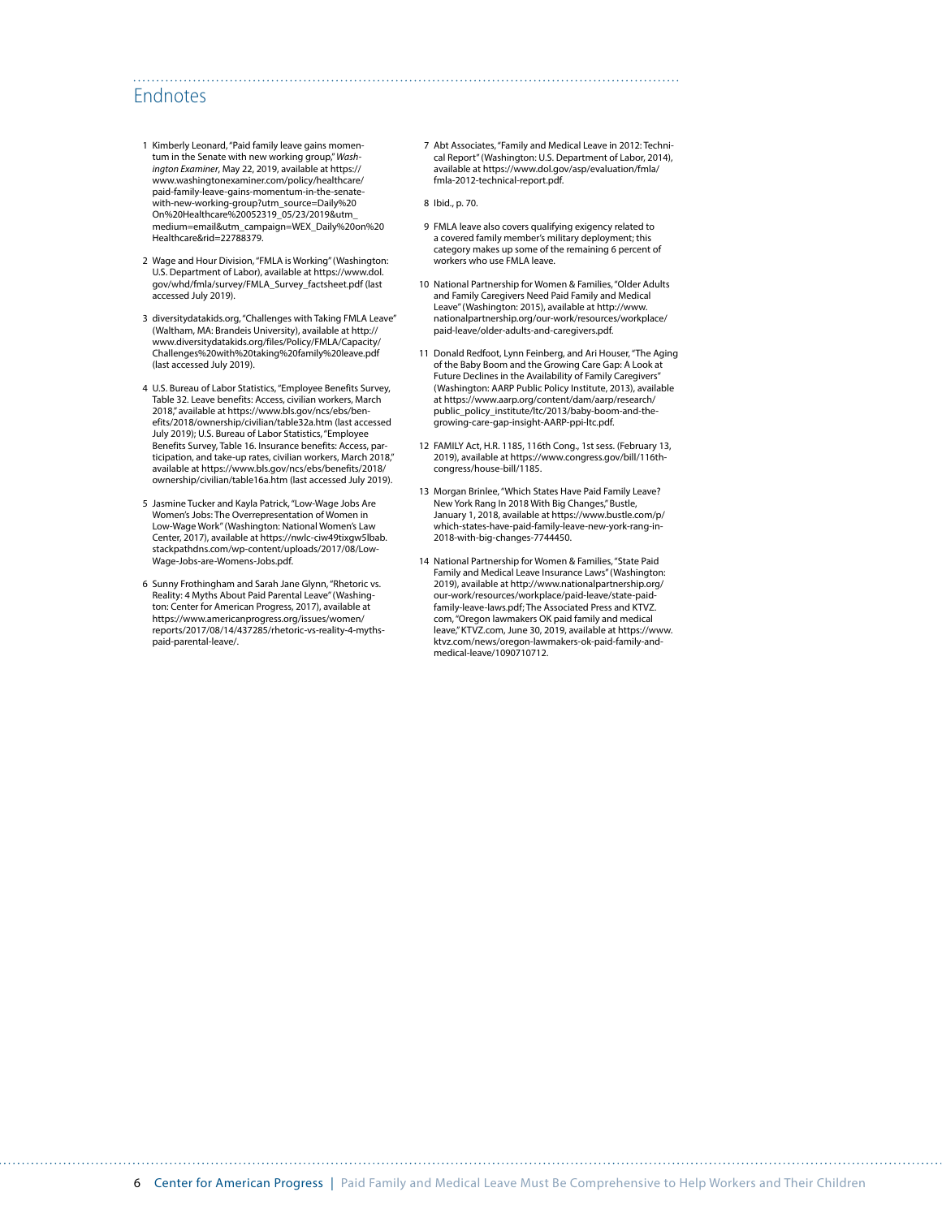## Endnotes

1. Kimberly Leonard, "Paid family leave gains momentum in the Senate with new working group," *Washington Examiner*, May 22, 2019, available at https://www.washingtonexaminer.com/policy/healthcare/paid-family-leave-gains-momentum-in-the-senate-with-new-working-group?utm_source=Daily%20On%20Healthcare%20052319_05/23/2019&utm_medium=email&utm_campaign=WEX_Daily%20on%20Healthcare&rid=22788379.

2. Wage and Hour Division, "FMLA is Working" (Washington: U.S. Department of Labor), available at https://www.dol.gov/whd/fmla/survey/FMLA_Survey_factsheet.pdf (last accessed July 2019).

3. diversitydatakids.org, "Challenges with Taking FMLA Leave" (Waltham, MA: Brandeis University), available at http://www.diversitydatakids.org/files/Policy/FMLA/Capacity/Challenges%20with%20taking%20family%20leave.pdf (last accessed July 2019).

4. U.S. Bureau of Labor Statistics, "Employee Benefits Survey, Table 32. Leave benefits: Access, civilian workers, March 2018," available at https://www.bls.gov/ncs/ebs/benefits/2018/ownership/civilian/table32a.htm (last accessed July 2019); U.S. Bureau of Labor Statistics, "Employee Benefits Survey, Table 16. Insurance benefits: Access, participation, and take-up rates, civilian workers, March 2018," available at https://www.bls.gov/ncs/ebs/benefits/2018/ownership/civilian/table16a.htm (last accessed July 2019).

5. Jasmine Tucker and Kayla Patrick, "Low-Wage Jobs Are Women's Jobs: The Overrepresentation of Women in Low-Wage Work" (Washington: National Women's Law Center, 2017), available at https://nwlc-ciw49tixgw5lbab.stackpathdns.com/wp-content/uploads/2017/08/Low-Wage-Jobs-are-Womens-Jobs.pdf.

6. Sunny Frothingham and Sarah Jane Glynn, "Rhetoric vs. Reality: 4 Myths About Paid Parental Leave" (Washington: Center for American Progress, 2017), available at https://www.americanprogress.org/issues/women/reports/2017/08/14/437285/rhetoric-vs-reality-4-myths-paid-parental-leave/.

7. Abt Associates, "Family and Medical Leave in 2012: Technical Report" (Washington: U.S. Department of Labor, 2014), available at https://www.dol.gov/asp/evaluation/fmla/fmla-2012-technical-report.pdf.

8. Ibid., p. 70.

9. FMLA leave also covers qualifying exigency related to a covered family member's military deployment; this category makes up some of the remaining 6 percent of workers who use FMLA leave.

10. National Partnership for Women & Families, "Older Adults and Family Caregivers Need Paid Family and Medical Leave" (Washington: 2015), available at http://www.nationalpartnership.org/our-work/resources/workplace/paid-leave/older-adults-and-caregivers.pdf.

11. Donald Redfoot, Lynn Feinberg, and Ari Houser, "The Aging of the Baby Boom and the Growing Care Gap: A Look at Future Declines in the Availability of Family Caregivers" (Washington: AARP Public Policy Institute, 2013), available at https://www.aarp.org/content/dam/aarp/research/public_policy_institute/ltc/2013/baby-boom-and-the-growing-care-gap-insight-AARP-ppi-ltc.pdf.

12. FAMILY Act, H.R. 1185, 116th Cong., 1st sess. (February 13, 2019), available at https://www.congress.gov/bill/116th-congress/house-bill/1185.

13. Morgan Brinlee, "Which States Have Paid Family Leave? New York Rang In 2018 With Big Changes," Bustle, January 1, 2018, available at https://www.bustle.com/p/which-states-have-paid-family-leave-new-york-rang-in-2018-with-big-changes-7744450.

14. National Partnership for Women & Families, "State Paid Family and Medical Leave Insurance Laws" (Washington: 2019), available at http://www.nationalpartnership.org/our-work/resources/workplace/paid-leave/state-paid-family-leave-laws.pdf; The Associated Press and KTVZ.com, "Oregon lawmakers OK paid family and medical leave," KTVZ.com, June 30, 2019, available at https://www.ktvz.com/news/oregon-lawmakers-ok-paid-family-and-medical-leave/1090710712.